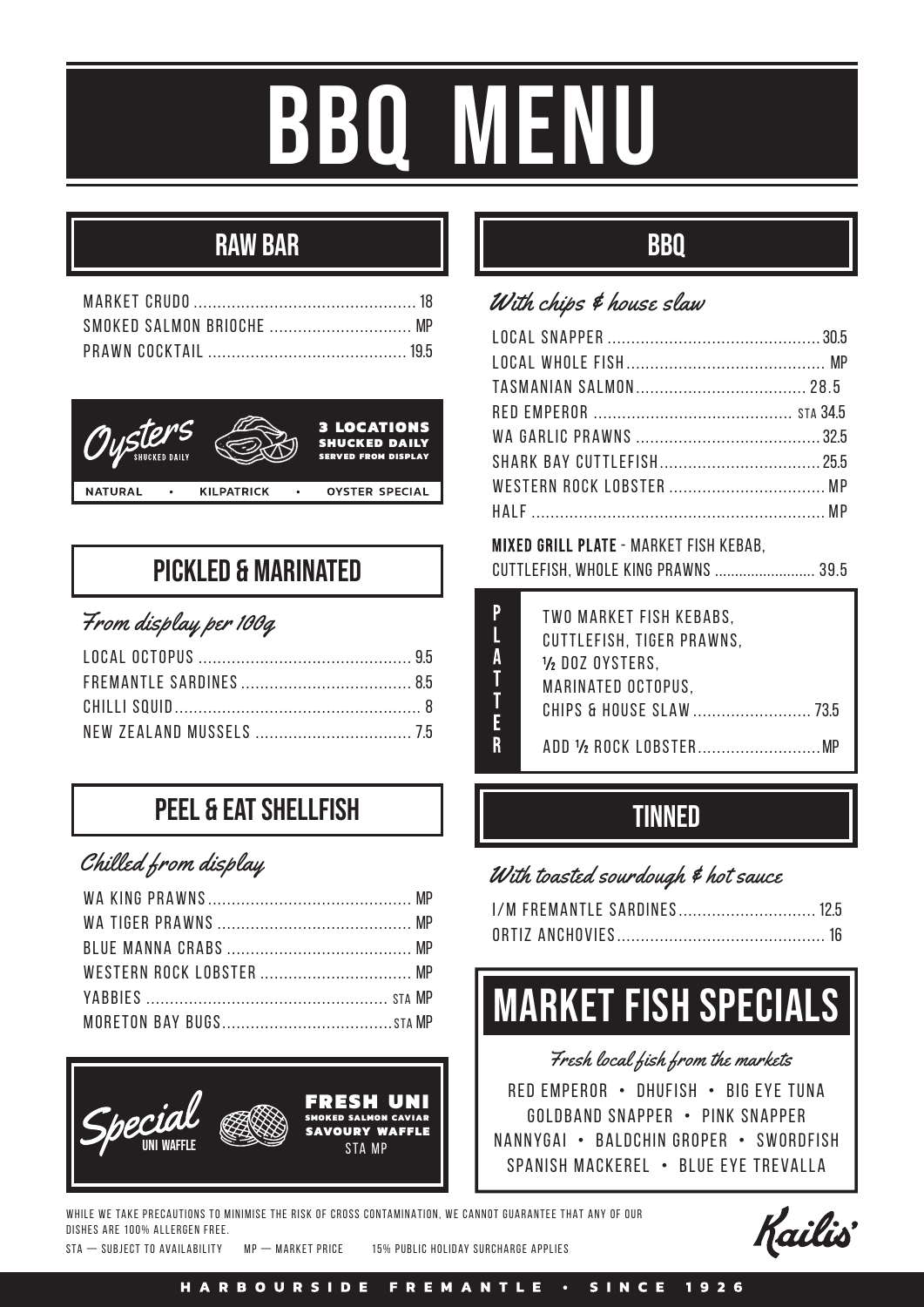# BBQ MENU

## RAW BAR

MARKET CRUDO .......... 18
SMOKED SALMON BRIOCHE .......... MP
PRAWN COCKTAIL .......... 19.5

**Oysters** SHUCKED DAILY

**3 LOCATIONS** SHUCKED DAILY SERVED FROM DISPLAY

NATURAL • KILPATRICK • OYSTER SPECIAL

## PICKLED & MARINATED

*From display per 100g*

LOCAL OCTOPUS .......... 9.5
FREMANTLE SARDINES .......... 8.5
CHILLI SQUID .......... 8
NEW ZEALAND MUSSELS .......... 7.5

## PEEL & EAT SHELLFISH

*Chilled from display*

WA KING PRAWNS .......... MP
WA TIGER PRAWNS .......... MP
BLUE MANNA CRABS .......... MP
WESTERN ROCK LOBSTER .......... MP
YABBIES .......... STA MP
MORETON BAY BUGS .......... STA MP

**Special** UNI WAFFLE

**FRESH UNI** SMOKED SALMON CAVIAR SAVOURY WAFFLE STA MP

## BBQ

*With chips & house slaw*

LOCAL SNAPPER .......... 30.5
LOCAL WHOLE FISH .......... MP
TASMANIAN SALMON .......... 28.5
RED EMPEROR .......... STA 34.5
WA GARLIC PRAWNS .......... 32.5
SHARK BAY CUTTLEFISH .......... 25.5
WESTERN ROCK LOBSTER .......... MP
HALF .......... MP

**MIXED GRILL PLATE** - MARKET FISH KEBAB, CUTTLEFISH, WHOLE KING PRAWNS .......... 39.5

**PLATTER**

TWO MARKET FISH KEBABS, CUTTLEFISH, TIGER PRAWNS, ½ DOZ OYSTERS, MARINATED OCTOPUS, CHIPS & HOUSE SLAW .......... 73.5

ADD ½ ROCK LOBSTER .......... MP

## TINNED

*With toasted sourdough & hot sauce*

I/M FREMANTLE SARDINES .......... 12.5
ORTIZ ANCHOVIES .......... 16

## MARKET FISH SPECIALS

*Fresh local fish from the markets*

RED EMPEROR • DHUFISH • BIG EYE TUNA
GOLDBAND SNAPPER • PINK SNAPPER
NANNYGAI • BALDCHIN GROPER • SWORDFISH
SPANISH MACKEREL • BLUE EYE TREVALLA

WHILE WE TAKE PRECAUTIONS TO MINIMISE THE RISK OF CROSS CONTAMINATION, WE CANNOT GUARANTEE THAT ANY OF OUR DISHES ARE 100% ALLERGEN FREE.

STA — SUBJECT TO AVAILABILITY MP — MARKET PRICE 15% PUBLIC HOLIDAY SURCHARGE APPLIES

Kailis'

HARBOURSIDE FREMANTLE • SINCE 1926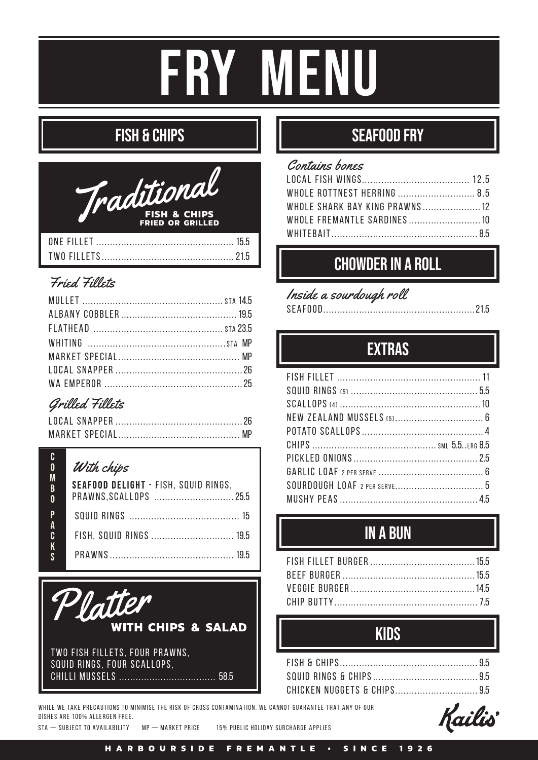# FRY MENU

## FISH & CHIPS

### Traditional
**FISH & CHIPS**
**FRIED OR GRILLED**

| | |
|---|---|
| ONE FILLET | 15.5 |
| TWO FILLETS | 21.5 |

### *Fried Fillets*

| | |
|---|---|
| MULLET | STA 14.5 |
| ALBANY COBBLER | 19.5 |
| FLATHEAD | STA 23.5 |
| WHITING | STA MP |
| MARKET SPECIAL | MP |
| LOCAL SNAPPER | 26 |
| WA EMPEROR | 25 |

### *Grilled Fillets*

| | |
|---|---|
| LOCAL SNAPPER | 26 |
| MARKET SPECIAL | MP |

### COMBO PACKS

*With chips*

| | |
|---|---|
| **SEAFOOD DELIGHT** - FISH, SQUID RINGS, PRAWNS, SCALLOPS | 25.5 |
| SQUID RINGS | 15 |
| FISH, SQUID RINGS | 19.5 |
| PRAWNS | 19.5 |

### Platter
**WITH CHIPS & SALAD**

| | |
|---|---|
| TWO FISH FILLETS, FOUR PRAWNS, SQUID RINGS, FOUR SCALLOPS, CHILLI MUSSELS | 58.5 |

## SEAFOOD FRY

*Contains bones*

| | |
|---|---|
| LOCAL FISH WINGS | 12.5 |
| WHOLE ROTTNEST HERRING | 8.5 |
| WHOLE SHARK BAY KING PRAWNS | 12 |
| WHOLE FREMANTLE SARDINES | 10 |
| WHITEBAIT | 8.5 |

## CHOWDER IN A ROLL

*Inside a sourdough roll*

| | |
|---|---|
| SEAFOOD | 21.5 |

## EXTRAS

| | |
|---|---|
| FISH FILLET | 11 |
| SQUID RINGS (5) | 5.5 |
| SCALLOPS (4) | 10 |
| NEW ZEALAND MUSSELS (5) | 6 |
| POTATO SCALLOPS | 4 |
| CHIPS | SML 5.5..LRG 8.5 |
| PICKLED ONIONS | 2.5 |
| GARLIC LOAF 2 PER SERVE | 6 |
| SOURDOUGH LOAF 2 PER SERVE | 5 |
| MUSHY PEAS | 4.5 |

## IN A BUN

| | |
|---|---|
| FISH FILLET BURGER | 15.5 |
| BEEF BURGER | 15.5 |
| VEGGIE BURGER | 14.5 |
| CHIP BUTTY | 7.5 |

## KIDS

| | |
|---|---|
| FISH & CHIPS | 9.5 |
| SQUID RINGS & CHIPS | 9.5 |
| CHICKEN NUGGETS & CHIPS | 9.5 |

WHILE WE TAKE PRECAUTIONS TO MINIMISE THE RISK OF CROSS CONTAMINATION, WE CANNOT GUARANTEE THAT ANY OF OUR DISHES ARE 100% ALLERGEN FREE.

STA — SUBJECT TO AVAILABILITY    MP — MARKET PRICE    15% PUBLIC HOLIDAY SURCHARGE APPLIES

Kailis'

HARBOURSIDE FREMANTLE • SINCE 1926